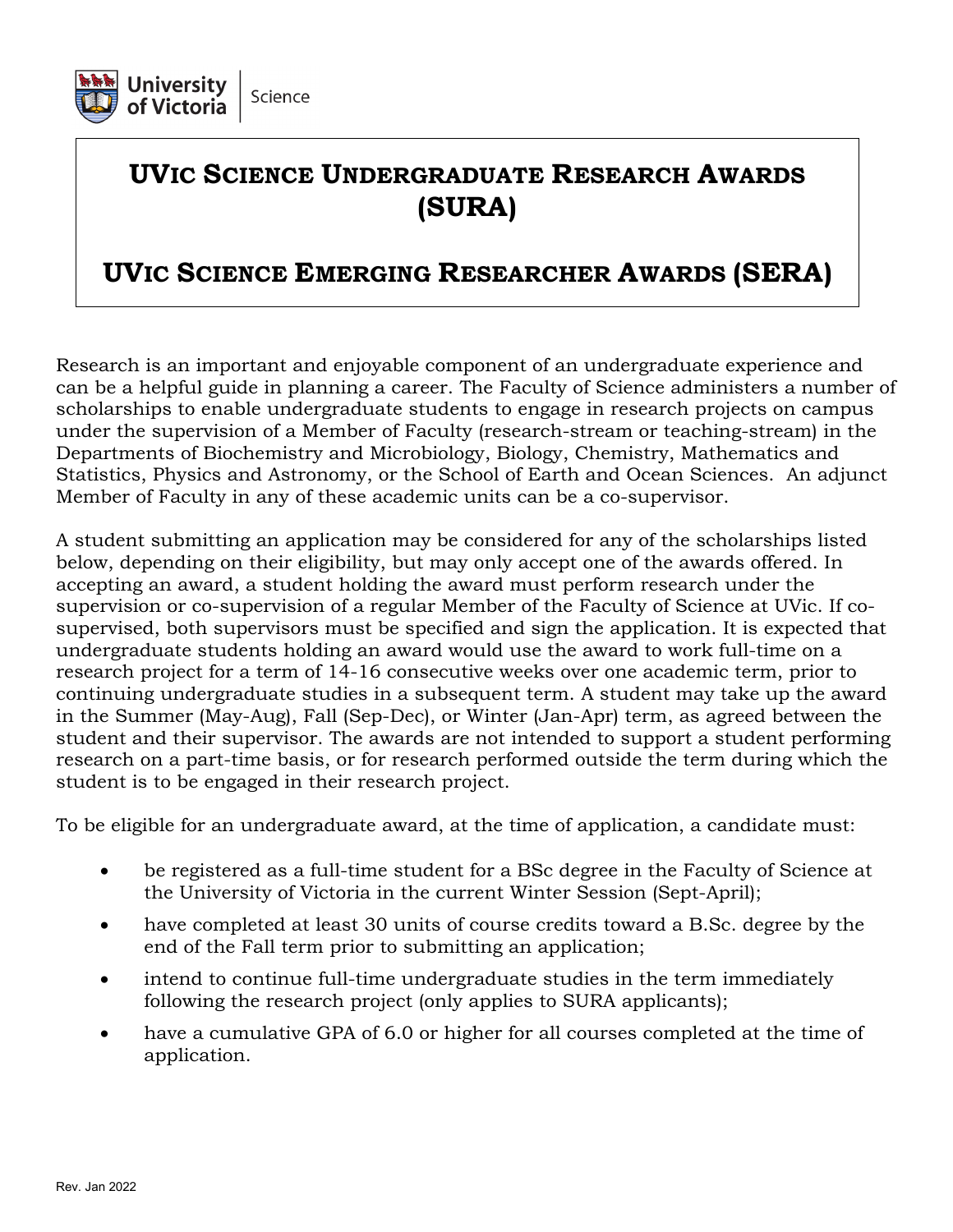# UVic Science Undergraduate Research Awards (SURA)

# UVic Science Emerging Researcher Awards (SERA)

Research is an important and enjoyable component of an undergraduate experience and can be a helpful guide in planning a career. The Faculty of Science administers a number of scholarships to enable undergraduate students to engage in research projects on campus under the supervision of a Member of Faculty (research-stream or teaching-stream) in the Departments of Biochemistry and Microbiology, Biology, Chemistry, Mathematics and Statistics, Physics and Astronomy, or the School of Earth and Ocean Sciences. An adjunct Member of Faculty in any of these academic units can be a co-supervisor.

A student submitting an application may be considered for any of the scholarships listed below, depending on their eligibility, but may only accept one of the awards offered. In accepting an award, a student holding the award must perform research under the supervision or co-supervision of a regular Member of the Faculty of Science at UVic. If co-supervised, both supervisors must be specified and sign the application. It is expected that undergraduate students holding an award would use the award to work full-time on a research project for a term of 14-16 consecutive weeks over one academic term, prior to continuing undergraduate studies in a subsequent term. A student may take up the award in the Summer (May-Aug), Fall (Sep-Dec), or Winter (Jan-Apr) term, as agreed between the student and their supervisor. The awards are not intended to support a student performing research on a part-time basis, or for research performed outside the term during which the student is to be engaged in their research project.

To be eligible for an undergraduate award, at the time of application, a candidate must:

- be registered as a full-time student for a BSc degree in the Faculty of Science at the University of Victoria in the current Winter Session (Sept-April);
- have completed at least 30 units of course credits toward a B.Sc. degree by the end of the Fall term prior to submitting an application;
- intend to continue full-time undergraduate studies in the term immediately following the research project (only applies to SURA applicants);
- have a cumulative GPA of 6.0 or higher for all courses completed at the time of application.

Rev. Jan 2022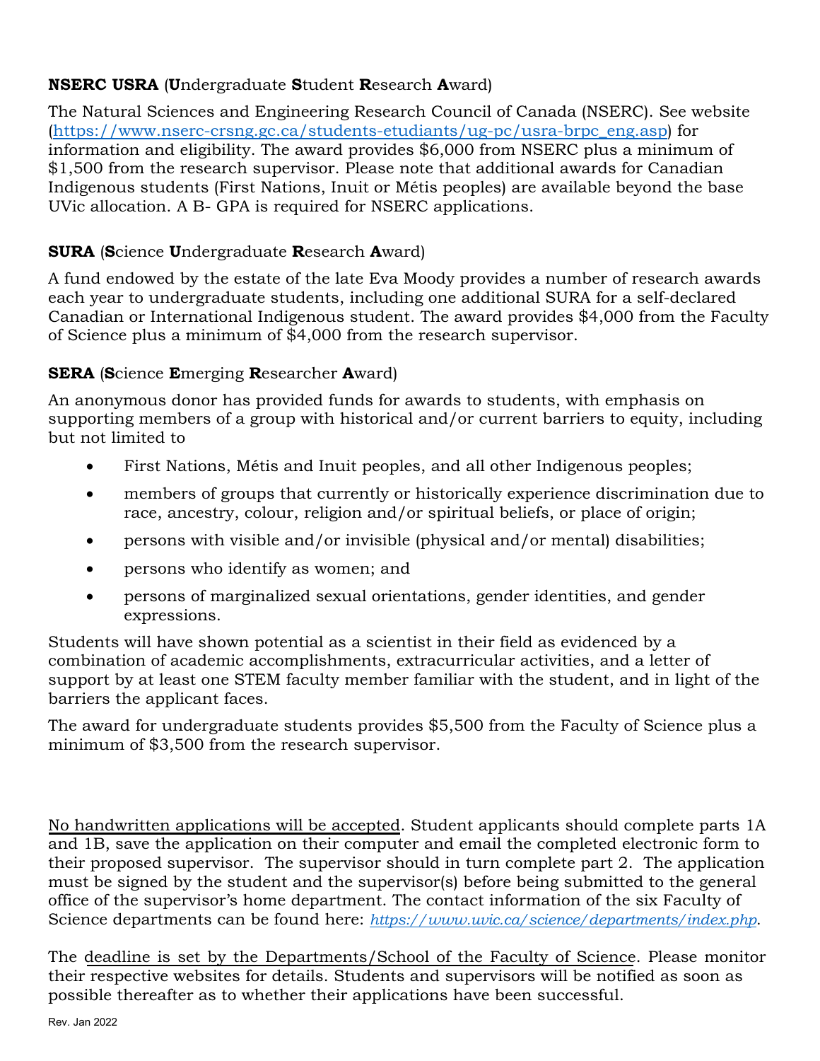**NSERC USRA** (**U**ndergraduate **S**tudent **R**esearch **A**ward)

The Natural Sciences and Engineering Research Council of Canada (NSERC). See website (https://www.nserc-crsng.gc.ca/students-etudiants/ug-pc/usra-brpc_eng.asp) for information and eligibility. The award provides $6,000 from NSERC plus a minimum of $1,500 from the research supervisor. Please note that additional awards for Canadian Indigenous students (First Nations, Inuit or Métis peoples) are available beyond the base UVic allocation. A B- GPA is required for NSERC applications.

**SURA** (**S**cience **U**ndergraduate **R**esearch **A**ward)

A fund endowed by the estate of the late Eva Moody provides a number of research awards each year to undergraduate students, including one additional SURA for a self-declared Canadian or International Indigenous student. The award provides $4,000 from the Faculty of Science plus a minimum of $4,000 from the research supervisor.

**SERA** (**S**cience **E**merging **R**esearcher **A**ward)

An anonymous donor has provided funds for awards to students, with emphasis on supporting members of a group with historical and/or current barriers to equity, including but not limited to

- First Nations, Métis and Inuit peoples, and all other Indigenous peoples;
- members of groups that currently or historically experience discrimination due to race, ancestry, colour, religion and/or spiritual beliefs, or place of origin;
- persons with visible and/or invisible (physical and/or mental) disabilities;
- persons who identify as women; and
- persons of marginalized sexual orientations, gender identities, and gender expressions.

Students will have shown potential as a scientist in their field as evidenced by a combination of academic accomplishments, extracurricular activities, and a letter of support by at least one STEM faculty member familiar with the student, and in light of the barriers the applicant faces.

The award for undergraduate students provides $5,500 from the Faculty of Science plus a minimum of $3,500 from the research supervisor.

No handwritten applications will be accepted. Student applicants should complete parts 1A and 1B, save the application on their computer and email the completed electronic form to their proposed supervisor. The supervisor should in turn complete part 2. The application must be signed by the student and the supervisor(s) before being submitted to the general office of the supervisor's home department. The contact information of the six Faculty of Science departments can be found here: *https://www.uvic.ca/science/departments/index.php*.

The deadline is set by the Departments/School of the Faculty of Science. Please monitor their respective websites for details. Students and supervisors will be notified as soon as possible thereafter as to whether their applications have been successful.

Rev. Jan 2022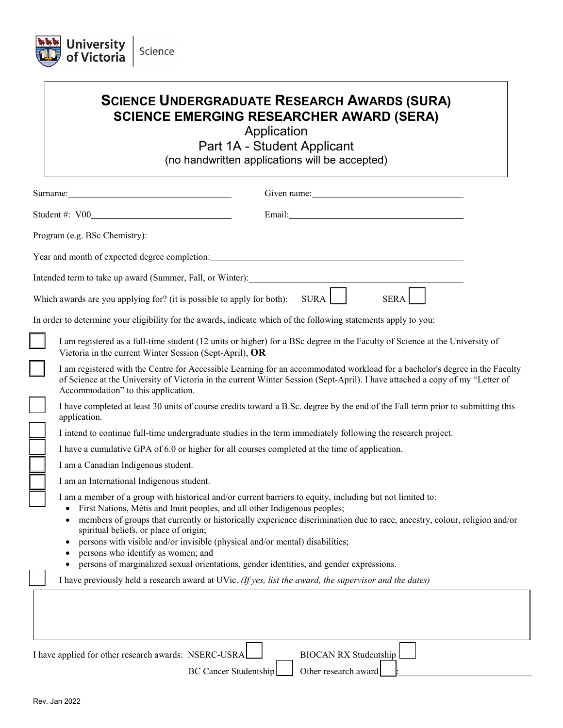University of Victoria | Science

# SCIENCE UNDERGRADUATE RESEARCH AWARDS (SURA)
# SCIENCE EMERGING RESEARCHER AWARD (SERA)

Application

Part 1A - Student Applicant

(no handwritten applications will be accepted)

Surname: \_\_\_\_\_\_\_\_\_\_\_\_\_\_\_\_\_\_\_\_ Given name: \_\_\_\_\_\_\_\_\_\_\_\_\_\_\_\_\_\_\_\_

Student #: V00\_\_\_\_\_\_\_\_\_\_\_\_\_\_\_\_\_\_\_\_ Email: \_\_\_\_\_\_\_\_\_\_\_\_\_\_\_\_\_\_\_\_

Program (e.g. BSc Chemistry): \_\_\_\_\_\_\_\_\_\_\_\_\_\_\_\_\_\_\_\_

Year and month of expected degree completion: \_\_\_\_\_\_\_\_\_\_\_\_\_\_\_\_\_\_\_\_

Intended term to take up award (Summer, Fall, or Winter): \_\_\_\_\_\_\_\_\_\_\_\_\_\_\_\_\_\_\_\_

Which awards are you applying for? (it is possible to apply for both): SURA ☐ SERA ☐

In order to determine your eligibility for the awards, indicate which of the following statements apply to you:

- ☐ I am registered as a full-time student (12 units or higher) for a BSc degree in the Faculty of Science at the University of Victoria in the current Winter Session (Sept-April), **OR**
- ☐ I am registered with the Centre for Accessible Learning for an accommodated workload for a bachelor's degree in the Faculty of Science at the University of Victoria in the current Winter Session (Sept-April). I have attached a copy of my "Letter of Accommodation" to this application.
- ☐ I have completed at least 30 units of course credits toward a B.Sc. degree by the end of the Fall term prior to submitting this application.
- ☐ I intend to continue full-time undergraduate studies in the term immediately following the research project.
- ☐ I have a cumulative GPA of 6.0 or higher for all courses completed at the time of application.
- ☐ I am a Canadian Indigenous student.
- ☐ I am an International Indigenous student.
- ☐ I am a member of a group with historical and/or current barriers to equity, including but not limited to:
  - First Nations, Métis and Inuit peoples, and all other Indigenous peoples;
  - members of groups that currently or historically experience discrimination due to race, ancestry, colour, religion and/or spiritual beliefs, or place of origin;
  - persons with visible and/or invisible (physical and/or mental) disabilities;
  - persons who identify as women; and
  - persons of marginalized sexual orientations, gender identities, and gender expressions.
- ☐ I have previously held a research award at UVic. *(If yes, list the award, the supervisor and the dates)*

| |
|---|
| |

I have applied for other research awards: NSERC-USRA ☐ BIOCAN RX Studentship ☐

BC Cancer Studentship ☐ Other research award ☐: \_\_\_\_\_\_\_\_\_\_\_\_\_\_\_\_\_\_\_\_

Rev. Jan 2022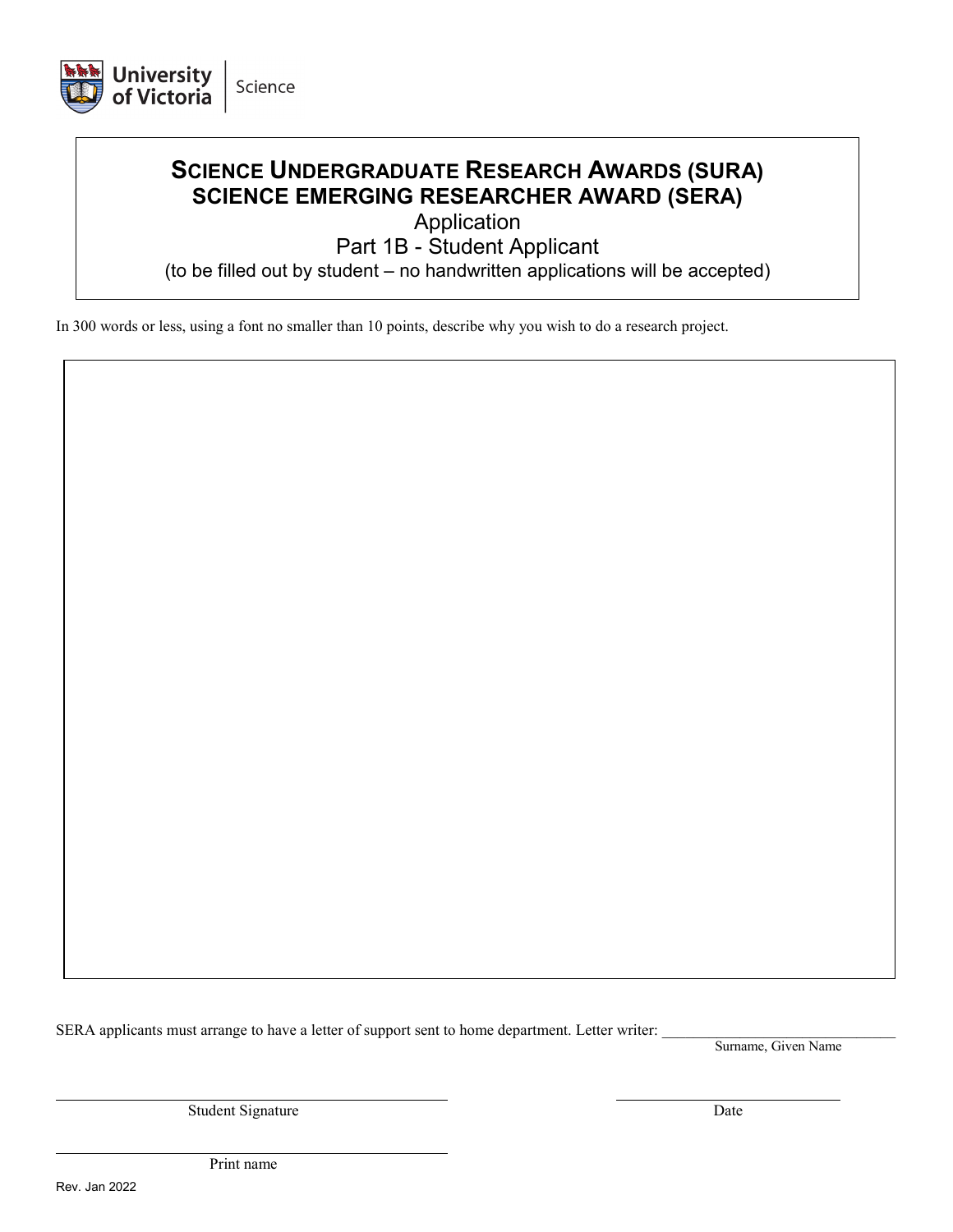University of Victoria | Science

# SCIENCE UNDERGRADUATE RESEARCH AWARDS (SURA)
# SCIENCE EMERGING RESEARCHER AWARD (SERA)

## Application
## Part 1B - Student Applicant

(to be filled out by student – no handwritten applications will be accepted)

In 300 words or less, using a font no smaller than 10 points, describe why you wish to do a research project.

SERA applicants must arrange to have a letter of support sent to home department. Letter writer: ______________________________
Surname, Given Name

______________________________ Student Signature

______________________________ Date

______________________________ Print name

Rev. Jan 2022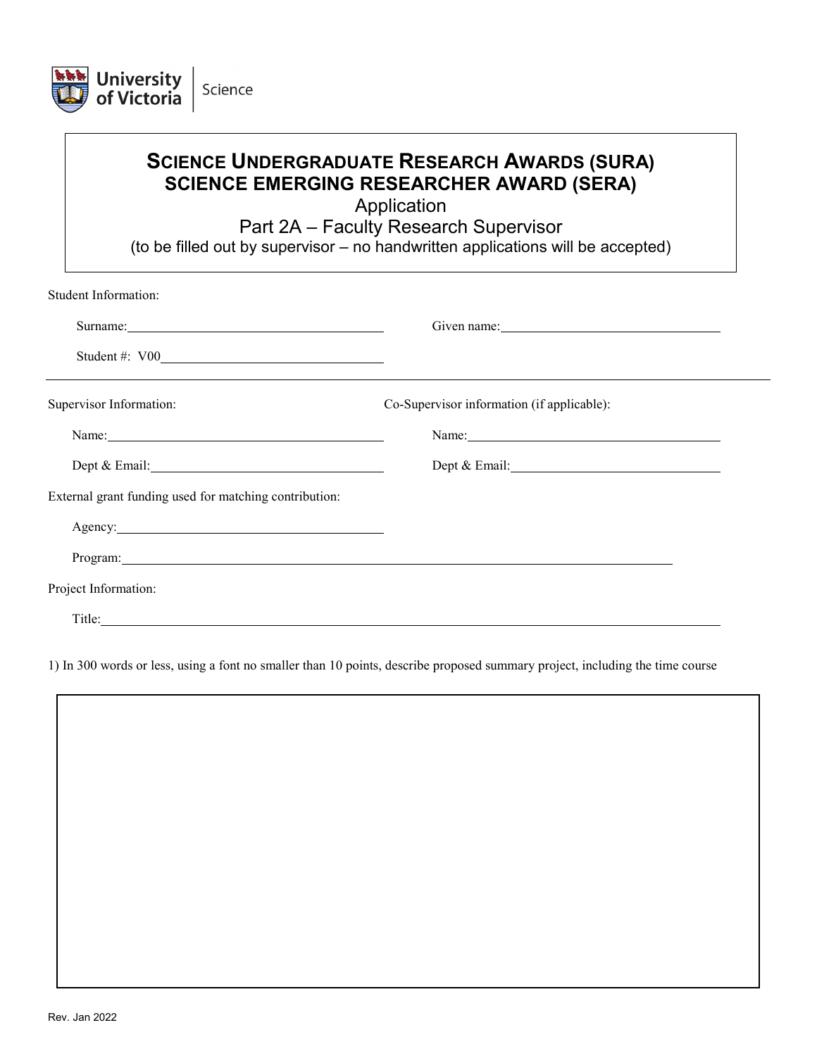# SCIENCE UNDERGRADUATE RESEARCH AWARDS (SURA)
# SCIENCE EMERGING RESEARCHER AWARD (SERA)

Application

Part 2A – Faculty Research Supervisor

(to be filled out by supervisor – no handwritten applications will be accepted)

Student Information:

Surname: ______________________ Given name: ______________________

Student #: V00______________________

---

Supervisor Information:

Name: ______________________

Dept & Email: ______________________

Co-Supervisor information (if applicable):

Name: ______________________

Dept & Email: ______________________

External grant funding used for matching contribution:

Agency: ______________________

Program: ______________________

Project Information:

Title: ______________________

1) In 300 words or less, using a font no smaller than 10 points, describe proposed summary project, including the time course

| |
|---|
| |

Rev. Jan 2022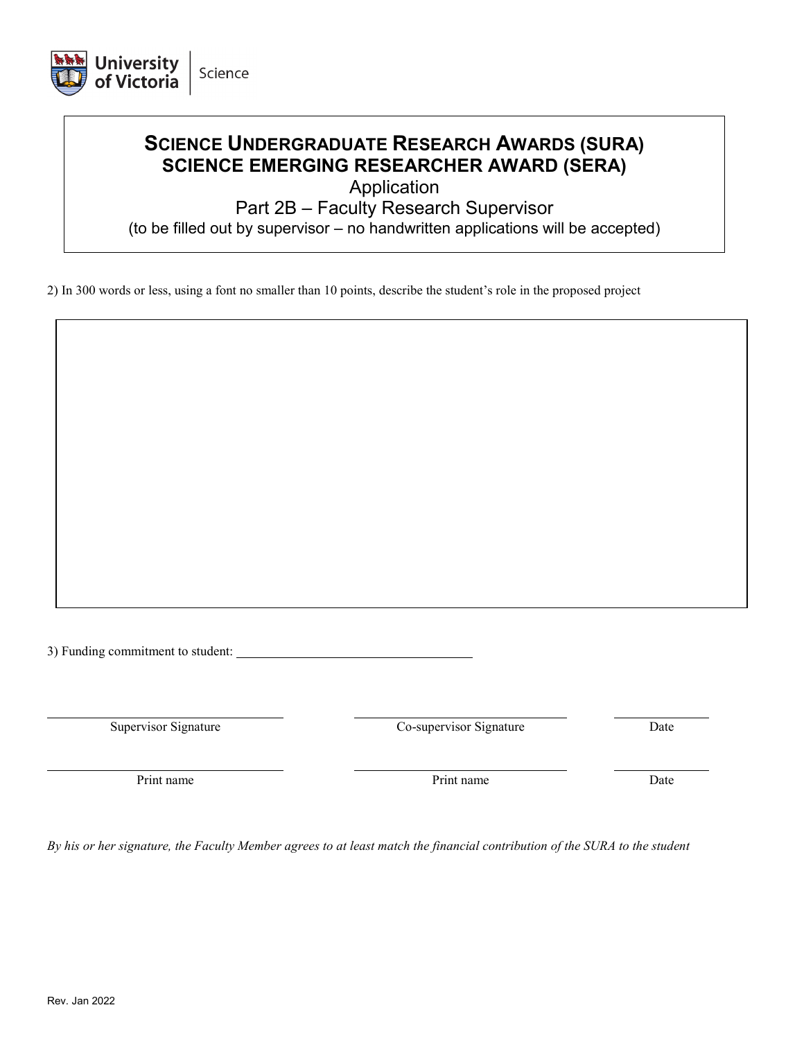University of Victoria | Science

# SCIENCE UNDERGRADUATE RESEARCH AWARDS (SURA)
# SCIENCE EMERGING RESEARCHER AWARD (SERA)

Application

Part 2B – Faculty Research Supervisor

(to be filled out by supervisor – no handwritten applications will be accepted)

2) In 300 words or less, using a font no smaller than 10 points, describe the student's role in the proposed project

3) Funding commitment to student: ______________________________

| | | |
|---|---|---|
| Supervisor Signature | Co-supervisor Signature | Date |
| Print name | Print name | Date |

*By his or her signature, the Faculty Member agrees to at least match the financial contribution of the SURA to the student*

Rev. Jan 2022